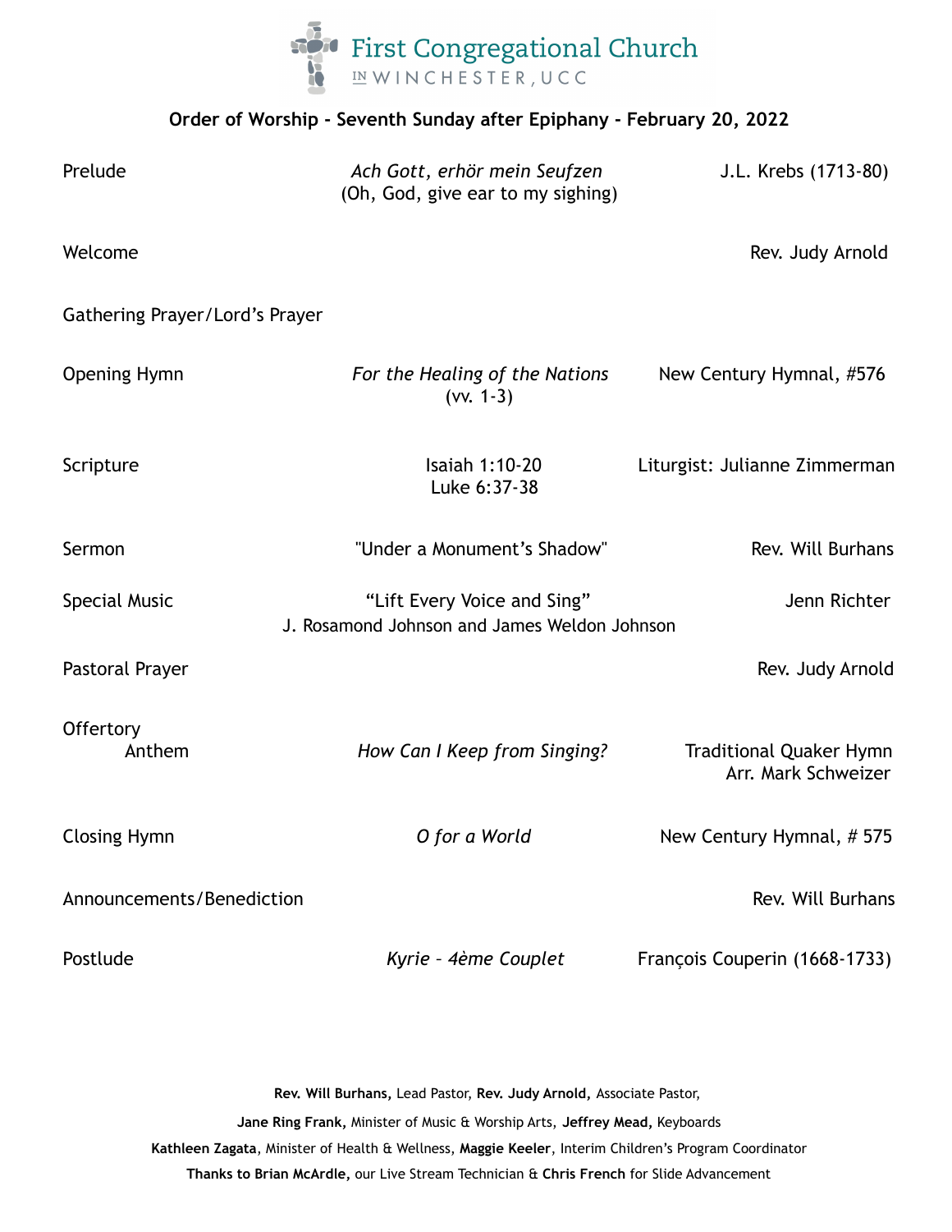# First Congregational Church IN WINCHESTER, UCC

**Order of Worship - Seventh Sunday after Epiphany - February 20, 2022**

| | | |
|---|---|---|
| Prelude | *Ach Gott, erhör mein Seufzen* (Oh, God, give ear to my sighing) | J.L. Krebs (1713-80) |
| Welcome | | Rev. Judy Arnold |
| Gathering Prayer/Lord's Prayer | | |
| Opening Hymn | *For the Healing of the Nations* (vv. 1-3) | New Century Hymnal, #576 |
| Scripture | Isaiah 1:10-20<br>Luke 6:37-38 | Liturgist: Julianne Zimmerman |
| Sermon | "Under a Monument's Shadow" | Rev. Will Burhans |
| Special Music | "Lift Every Voice and Sing"<br>J. Rosamond Johnson and James Weldon Johnson | Jenn Richter |
| Pastoral Prayer | | Rev. Judy Arnold |
| Offertory Anthem | *How Can I Keep from Singing?* | Traditional Quaker Hymn<br>Arr. Mark Schweizer |
| Closing Hymn | *O for a World* | New Century Hymnal, # 575 |
| Announcements/Benediction | | Rev. Will Burhans |
| Postlude | *Kyrie – 4ème Couplet* | François Couperin (1668-1733) |

**Rev. Will Burhans,** Lead Pastor, **Rev. Judy Arnold,** Associate Pastor,

**Jane Ring Frank,** Minister of Music & Worship Arts, **Jeffrey Mead,** Keyboards

**Kathleen Zagata**, Minister of Health & Wellness, **Maggie Keeler**, Interim Children's Program Coordinator

**Thanks to Brian McArdle,** our Live Stream Technician & **Chris French** for Slide Advancement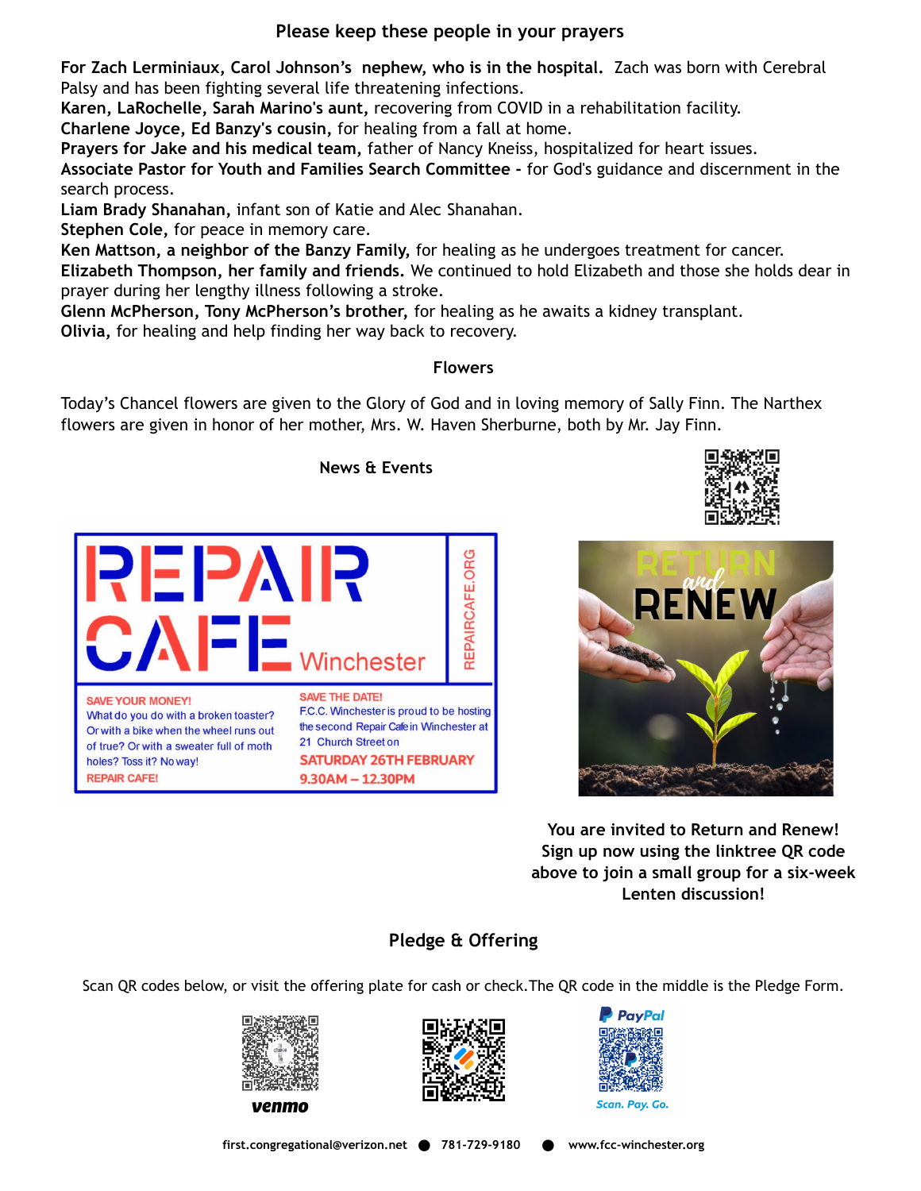## Please keep these people in your prayers

**For Zach Lerminiaux, Carol Johnson's nephew, who is in the hospital.** Zach was born with Cerebral Palsy and has been fighting several life threatening infections.
**Karen, LaRochelle, Sarah Marino's aunt,** recovering from COVID in a rehabilitation facility.
**Charlene Joyce, Ed Banzy's cousin,** for healing from a fall at home.
**Prayers for Jake and his medical team,** father of Nancy Kneiss, hospitalized for heart issues.
**Associate Pastor for Youth and Families Search Committee -** for God's guidance and discernment in the search process.
**Liam Brady Shanahan,** infant son of Katie and Alec Shanahan.
**Stephen Cole,** for peace in memory care.
**Ken Mattson, a neighbor of the Banzy Family,** for healing as he undergoes treatment for cancer.
**Elizabeth Thompson, her family and friends.** We continued to hold Elizabeth and those she holds dear in prayer during her lengthy illness following a stroke.
**Glenn McPherson, Tony McPherson's brother,** for healing as he awaits a kidney transplant.
**Olivia,** for healing and help finding her way back to recovery.

## Flowers

Today's Chancel flowers are given to the Glory of God and in loving memory of Sally Finn. The Narthex flowers are given in honor of her mother, Mrs. W. Haven Sherburne, both by Mr. Jay Finn.

## News & Events

REPAIR CAFE Winchester

REPAIRCAFE.ORG

SAVE YOUR MONEY!
What do you do with a broken toaster? Or with a bike when the wheel runs out of true? Or with a sweater full of moth holes? Toss it? No way!
REPAIR CAFE!

SAVE THE DATE!
F.C.C. Winchester is proud to be hosting the second Repair Cafe in Winchester at 21 Church Street on
SATURDAY 26TH FEBRUARY
9.30AM – 12.30PM

RETURN and RENEW

**You are invited to Return and Renew! Sign up now using the linktree QR code above to join a small group for a six-week Lenten discussion!**

## Pledge & Offering

Scan QR codes below, or visit the offering plate for cash or check. The QR code in the middle is the Pledge Form.

venmo

PayPal
Scan. Pay. Go.

first.congregational@verizon.net ● 781-729-9180 ● www.fcc-winchester.org